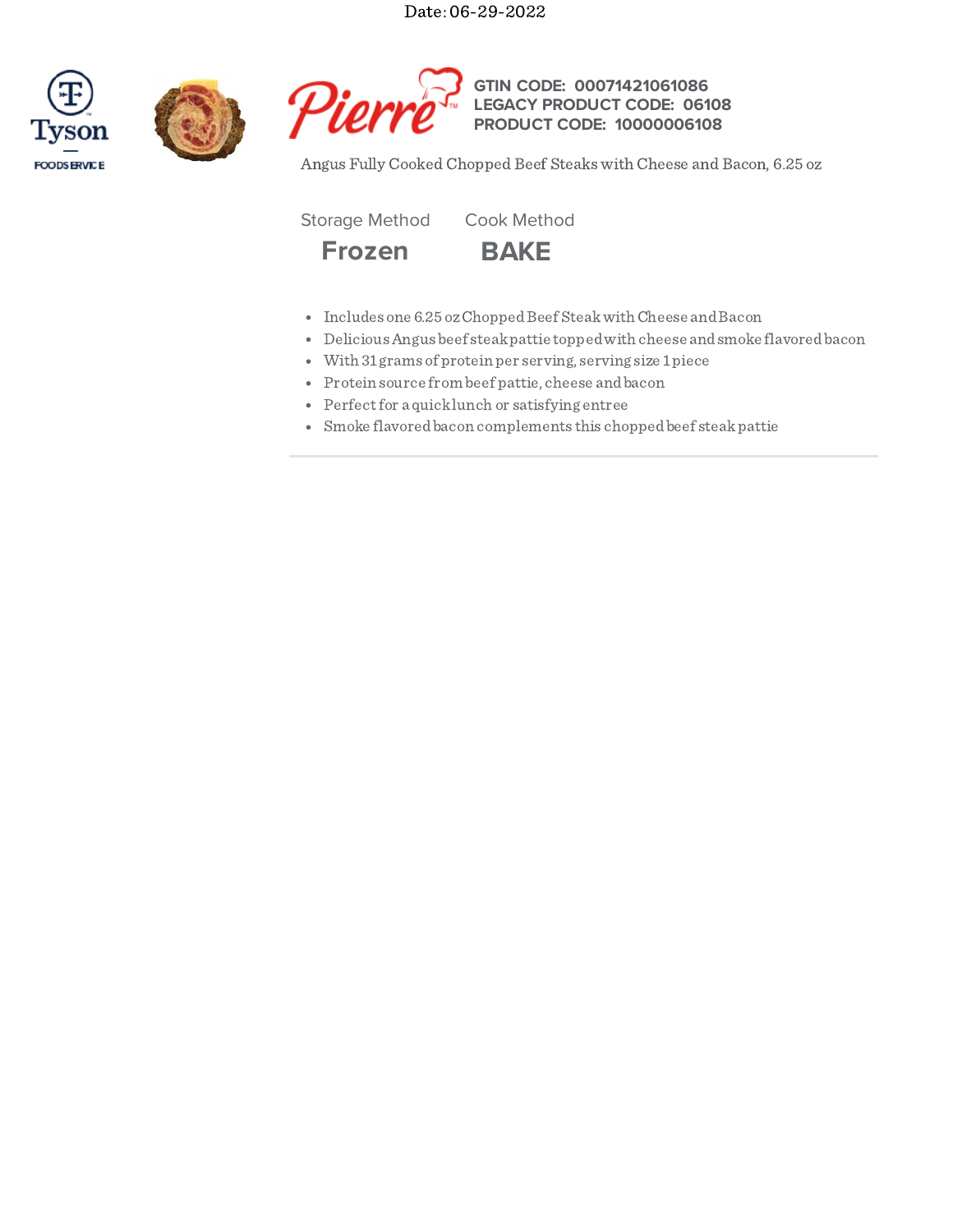Date: 06-29-2022

Tyson FOODSERVICE

Pierre™

**GTIN CODE: 00071421061086**
**LEGACY PRODUCT CODE: 06108**
**PRODUCT CODE: 10000006108**

Angus Fully Cooked Chopped Beef Steaks with Cheese and Bacon, 6.25 oz

| Storage Method | Cook Method |
| --- | --- |
| **Frozen** | **BAKE** |

- Includes one 6.25 oz Chopped Beef Steak with Cheese and Bacon
- Delicious Angus beef steak pattie topped with cheese and smoke flavored bacon
- With 31 grams of protein per serving, serving size 1 piece
- Protein source from beef pattie, cheese and bacon
- Perfect for a quick lunch or satisfying entree
- Smoke flavored bacon complements this chopped beef steak pattie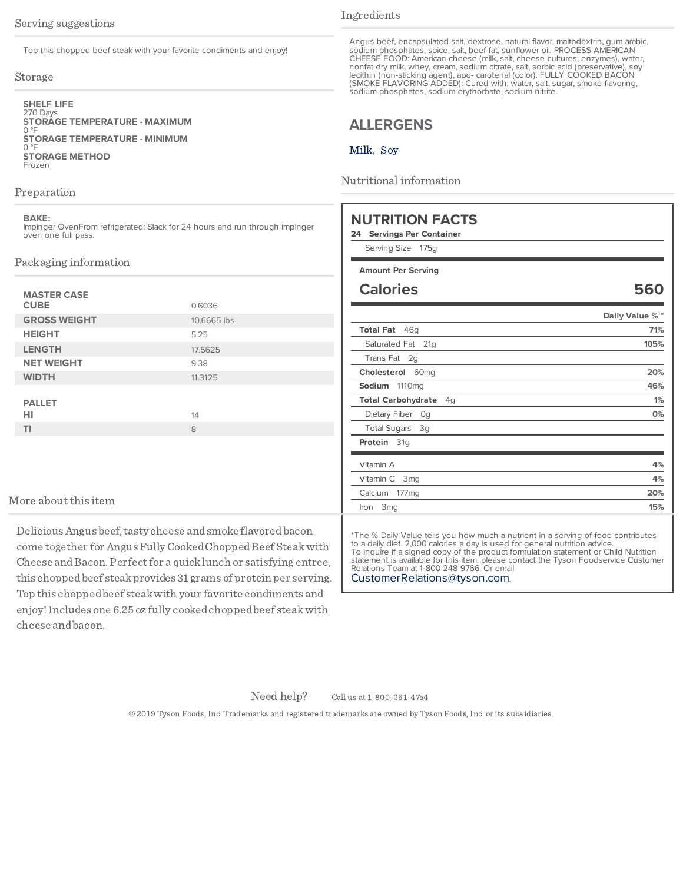## Serving suggestions

Top this chopped beef steak with your favorite condiments and enjoy!

## Storage

**SHELF LIFE**
270 Days
**STORAGE TEMPERATURE - MAXIMUM**
0 °F
**STORAGE TEMPERATURE - MINIMUM**
0 °F
**STORAGE METHOD**
Frozen

## Preparation

**BAKE:**
Impinger OvenFrom refrigerated: Slack for 24 hours and run through impinger oven one full pass.

## Packaging information

**MASTER CASE**

| | |
|---|---|
| **CUBE** | 0.6036 |
| **GROSS WEIGHT** | 10.6665 lbs |
| **HEIGHT** | 5.25 |
| **LENGTH** | 17.5625 |
| **NET WEIGHT** | 9.38 |
| **WIDTH** | 11.3125 |

**PALLET**

| | |
|---|---|
| **HI** | 14 |
| **TI** | 8 |

## Ingredients

Angus beef, encapsulated salt, dextrose, natural flavor, maltodextrin, gum arabic, sodium phosphates, spice, salt, beef fat, sunflower oil. PROCESS AMERICAN CHEESE FOOD: American cheese (milk, salt, cheese cultures, enzymes), water, nonfat dry milk, whey, cream, sodium citrate, salt, sorbic acid (preservative), soy lecithin (non-sticking agent), apo- carotenal (color). FULLY COOKED BACON (SMOKE FLAVORING ADDED): Cured with: water, salt, sugar, smoke flavoring, sodium phosphates, sodium erythorbate, sodium nitrite.

### ALLERGENS

Milk, Soy

## Nutritional information

**NUTRITION FACTS**
**24 Servings Per Container**
Serving Size 175g

**Amount Per Serving**

| | |
|---|---|
| **Calories** | **560** |
| | **Daily Value % *** |
| **Total Fat** 46g | **71%** |
| Saturated Fat 21g | **105%** |
| Trans Fat 2g | |
| **Cholesterol** 60mg | **20%** |
| **Sodium** 1110mg | **46%** |
| **Total Carbohydrate** 4g | **1%** |
| Dietary Fiber 0g | **0%** |
| Total Sugars 3g | |
| **Protein** 31g | |
| Vitamin A | **4%** |
| Vitamin C 3mg | **4%** |
| Calcium 177mg | **20%** |
| Iron 3mg | **15%** |

*The % Daily Value tells you how much a nutrient in a serving of food contributes to a daily diet. 2,000 calories a day is used for general nutrition advice.
To inquire if a signed copy of the product formulation statement or Child Nutrition statement is available for this item, please contact the Tyson Foodservice Customer Relations Team at 1-800-248-9766. Or email CustomerRelations@tyson.com.

## More about this item

Delicious Angus beef, tasty cheese and smoke flavored bacon come together for Angus Fully Cooked Chopped Beef Steak with Cheese and Bacon. Perfect for a quick lunch or satisfying entree, this chopped beef steak provides 31 grams of protein per serving. Top this chopped beef steak with your favorite condiments and enjoy! Includes one 6.25 oz fully cooked chopped beef steak with cheese and bacon.

Need help? Call us at 1-800-261-4754

© 2019 Tyson Foods, Inc. Trademarks and registered trademarks are owned by Tyson Foods, Inc. or its subsidiaries.